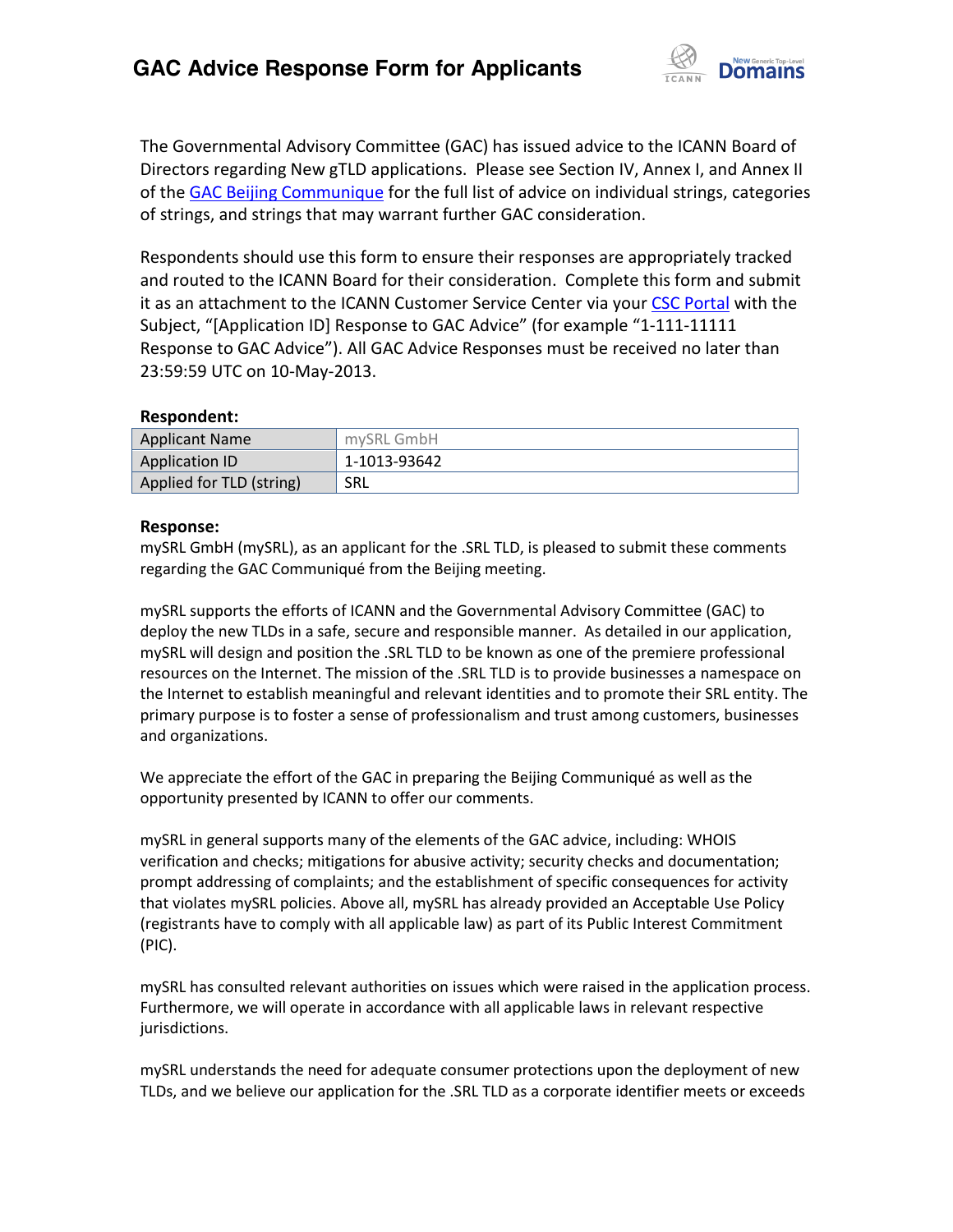# GAC Advice Response Form for Applicants

The Governmental Advisory Committee (GAC) has issued advice to the ICANN Board of Directors regarding New gTLD applications. Please see Section IV, Annex I, and Annex II of the GAC Beijing Communique for the full list of advice on individual strings, categories of strings, and strings that may warrant further GAC consideration.

Respondents should use this form to ensure their responses are appropriately tracked and routed to the ICANN Board for their consideration. Complete this form and submit it as an attachment to the ICANN Customer Service Center via your CSC Portal with the Subject, "[Application ID] Response to GAC Advice" (for example "1-111-11111 Response to GAC Advice"). All GAC Advice Responses must be received no later than 23:59:59 UTC on 10-May-2013.

**Respondent:**

| | |
|---|---|
| Applicant Name | mySRL GmbH |
| Application ID | 1-1013-93642 |
| Applied for TLD (string) | SRL |

**Response:**

mySRL GmbH (mySRL), as an applicant for the .SRL TLD, is pleased to submit these comments regarding the GAC Communiqué from the Beijing meeting.

mySRL supports the efforts of ICANN and the Governmental Advisory Committee (GAC) to deploy the new TLDs in a safe, secure and responsible manner. As detailed in our application, mySRL will design and position the .SRL TLD to be known as one of the premiere professional resources on the Internet. The mission of the .SRL TLD is to provide businesses a namespace on the Internet to establish meaningful and relevant identities and to promote their SRL entity. The primary purpose is to foster a sense of professionalism and trust among customers, businesses and organizations.

We appreciate the effort of the GAC in preparing the Beijing Communiqué as well as the opportunity presented by ICANN to offer our comments.

mySRL in general supports many of the elements of the GAC advice, including: WHOIS verification and checks; mitigations for abusive activity; security checks and documentation; prompt addressing of complaints; and the establishment of specific consequences for activity that violates mySRL policies. Above all, mySRL has already provided an Acceptable Use Policy (registrants have to comply with all applicable law) as part of its Public Interest Commitment (PIC).

mySRL has consulted relevant authorities on issues which were raised in the application process. Furthermore, we will operate in accordance with all applicable laws in relevant respective jurisdictions.

mySRL understands the need for adequate consumer protections upon the deployment of new TLDs, and we believe our application for the .SRL TLD as a corporate identifier meets or exceeds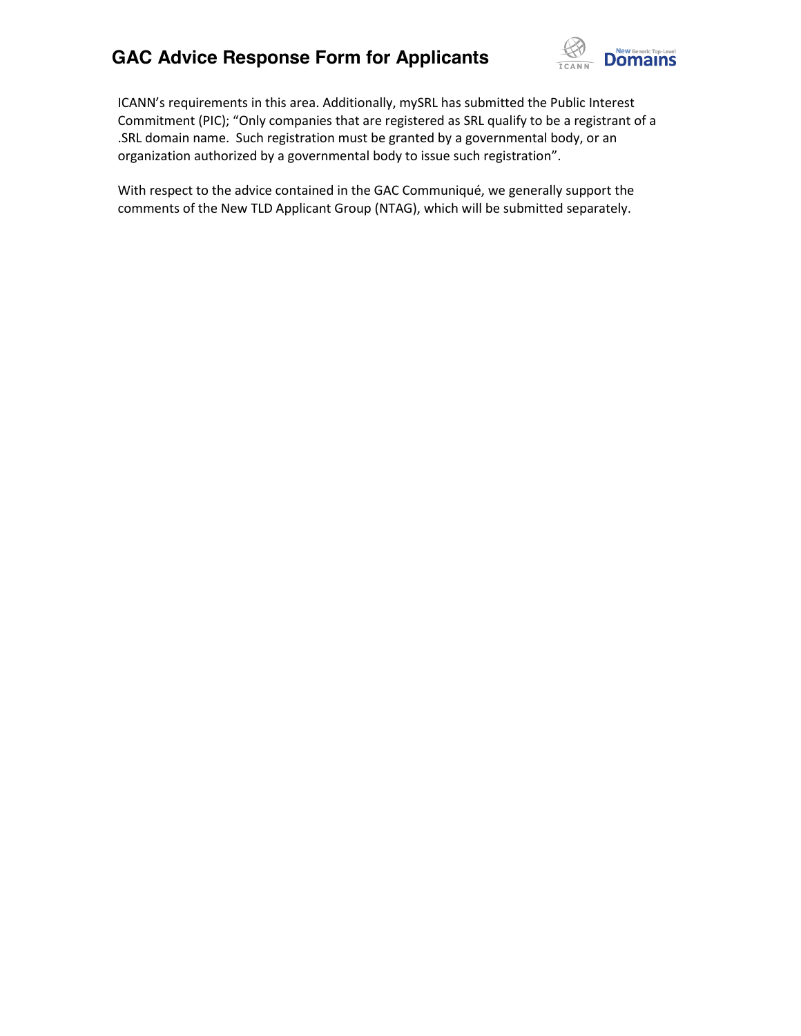ICANN's requirements in this area. Additionally, mySRL has submitted the Public Interest Commitment (PIC); "Only companies that are registered as SRL qualify to be a registrant of a .SRL domain name. Such registration must be granted by a governmental body, or an organization authorized by a governmental body to issue such registration".

With respect to the advice contained in the GAC Communiqué, we generally support the comments of the New TLD Applicant Group (NTAG), which will be submitted separately.